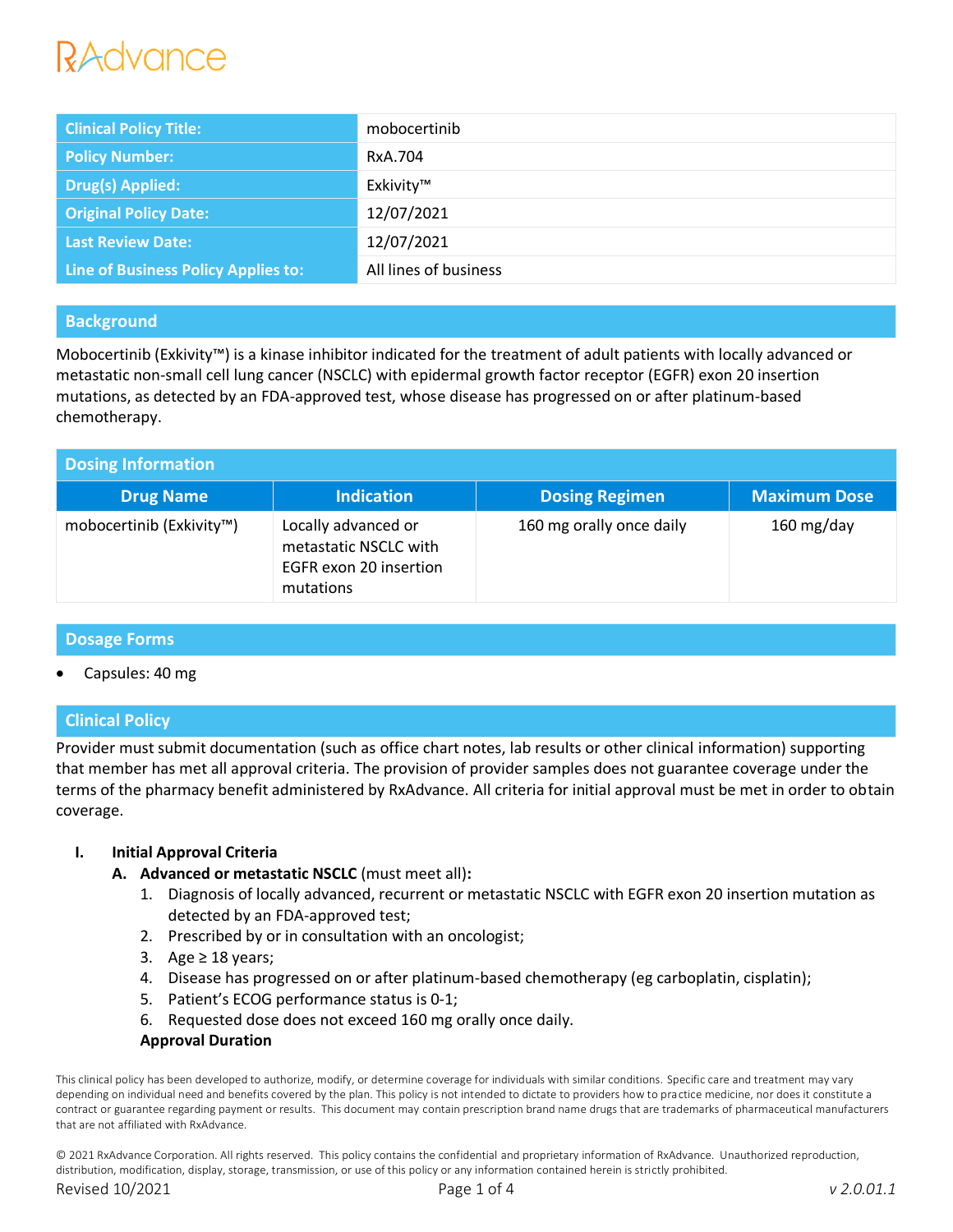RAdvance

| Clinical Policy Title: | mobocertinib |
|---|---|
| Policy Number: | RxA.704 |
| Drug(s) Applied: | Exkivity™ |
| Original Policy Date: | 12/07/2021 |
| Last Review Date: | 12/07/2021 |
| Line of Business Policy Applies to: | All lines of business |

## Background

Mobocertinib (Exkivity™) is a kinase inhibitor indicated for the treatment of adult patients with locally advanced or metastatic non-small cell lung cancer (NSCLC) with epidermal growth factor receptor (EGFR) exon 20 insertion mutations, as detected by an FDA-approved test, whose disease has progressed on or after platinum-based chemotherapy.

## Dosing Information

| Drug Name | Indication | Dosing Regimen | Maximum Dose |
|---|---|---|---|
| mobocertinib (Exkivity™) | Locally advanced or metastatic NSCLC with EGFR exon 20 insertion mutations | 160 mg orally once daily | 160 mg/day |

## Dosage Forms

- Capsules: 40 mg

## Clinical Policy

Provider must submit documentation (such as office chart notes, lab results or other clinical information) supporting that member has met all approval criteria. The provision of provider samples does not guarantee coverage under the terms of the pharmacy benefit administered by RxAdvance. All criteria for initial approval must be met in order to obtain coverage.

**I. Initial Approval Criteria**

**A. Advanced or metastatic NSCLC** (must meet all)**:**

1. Diagnosis of locally advanced, recurrent or metastatic NSCLC with EGFR exon 20 insertion mutation as detected by an FDA-approved test;
2. Prescribed by or in consultation with an oncologist;
3. Age ≥ 18 years;
4. Disease has progressed on or after platinum-based chemotherapy (eg carboplatin, cisplatin);
5. Patient's ECOG performance status is 0-1;
6. Requested dose does not exceed 160 mg orally once daily.

**Approval Duration**

This clinical policy has been developed to authorize, modify, or determine coverage for individuals with similar conditions. Specific care and treatment may vary depending on individual need and benefits covered by the plan. This policy is not intended to dictate to providers how to practice medicine, nor does it constitute a contract or guarantee regarding payment or results. This document may contain prescription brand name drugs that are trademarks of pharmaceutical manufacturers that are not affiliated with RxAdvance.

© 2021 RxAdvance Corporation. All rights reserved. This policy contains the confidential and proprietary information of RxAdvance. Unauthorized reproduction, distribution, modification, display, storage, transmission, or use of this policy or any information contained herein is strictly prohibited.

Revised 10/2021 *v 2.0.01.1*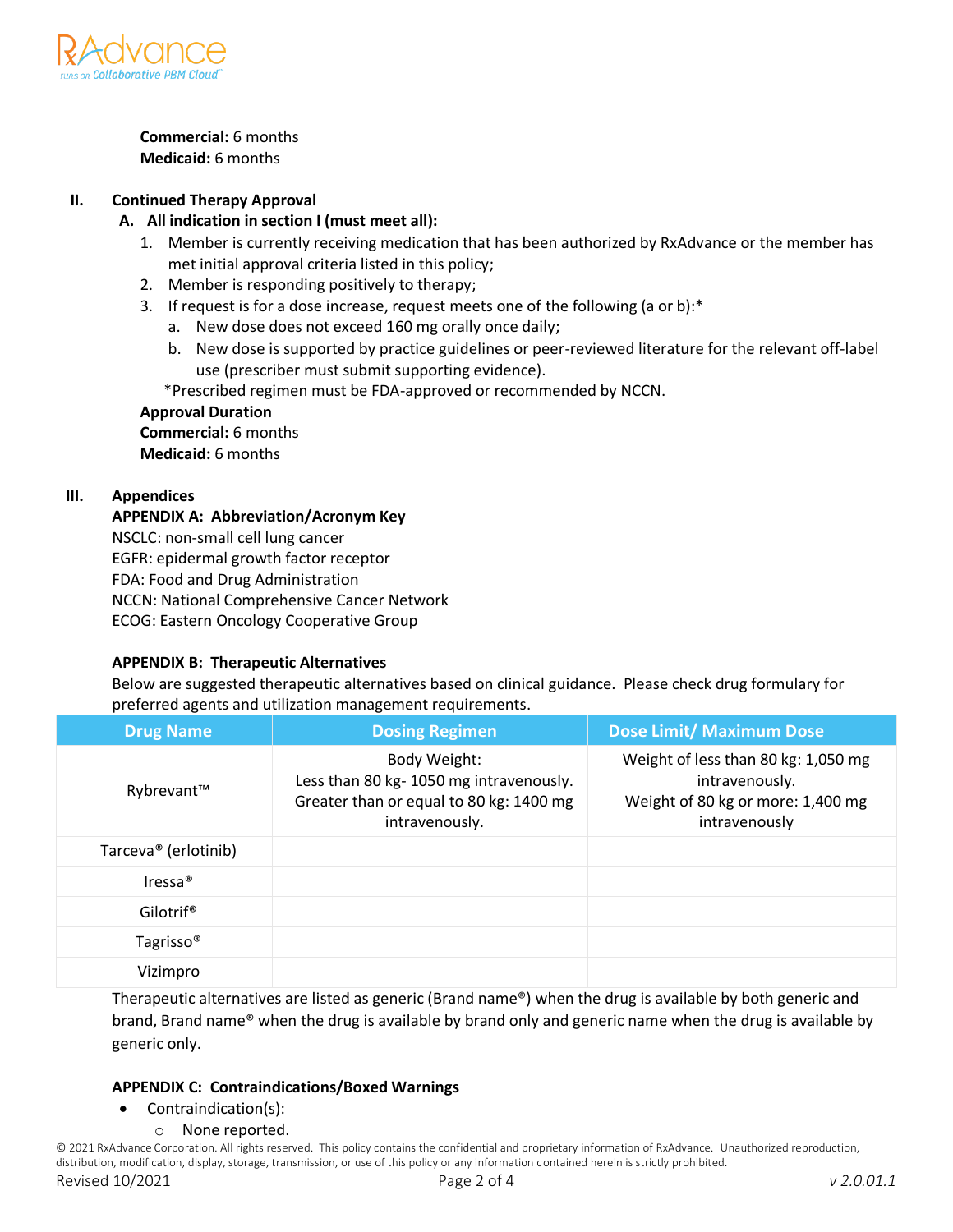**Commercial:** 6 months
**Medicaid:** 6 months

## II. Continued Therapy Approval

### A. All indication in section I (must meet all):

1. Member is currently receiving medication that has been authorized by RxAdvance or the member has met initial approval criteria listed in this policy;
2. Member is responding positively to therapy;
3. If request is for a dose increase, request meets one of the following (a or b):*
   a. New dose does not exceed 160 mg orally once daily;
   b. New dose is supported by practice guidelines or peer-reviewed literature for the relevant off-label use (prescriber must submit supporting evidence).

*Prescribed regimen must be FDA-approved or recommended by NCCN.

**Approval Duration**
**Commercial:** 6 months
**Medicaid:** 6 months

## III. Appendices

### APPENDIX A: Abbreviation/Acronym Key

NSCLC: non-small cell lung cancer
EGFR: epidermal growth factor receptor
FDA: Food and Drug Administration
NCCN: National Comprehensive Cancer Network
ECOG: Eastern Oncology Cooperative Group

### APPENDIX B: Therapeutic Alternatives

Below are suggested therapeutic alternatives based on clinical guidance. Please check drug formulary for preferred agents and utilization management requirements.

| Drug Name | Dosing Regimen | Dose Limit/ Maximum Dose |
|---|---|---|
| Rybrevant™ | Body Weight: Less than 80 kg- 1050 mg intravenously. Greater than or equal to 80 kg: 1400 mg intravenously. | Weight of less than 80 kg: 1,050 mg intravenously. Weight of 80 kg or more: 1,400 mg intravenously |
| Tarceva® (erlotinib) | | |
| Iressa® | | |
| Gilotrif® | | |
| Tagrisso® | | |
| Vizimpro | | |

Therapeutic alternatives are listed as generic (Brand name®) when the drug is available by both generic and brand, Brand name® when the drug is available by brand only and generic name when the drug is available by generic only.

### APPENDIX C: Contraindications/Boxed Warnings

- Contraindication(s):
  - None reported.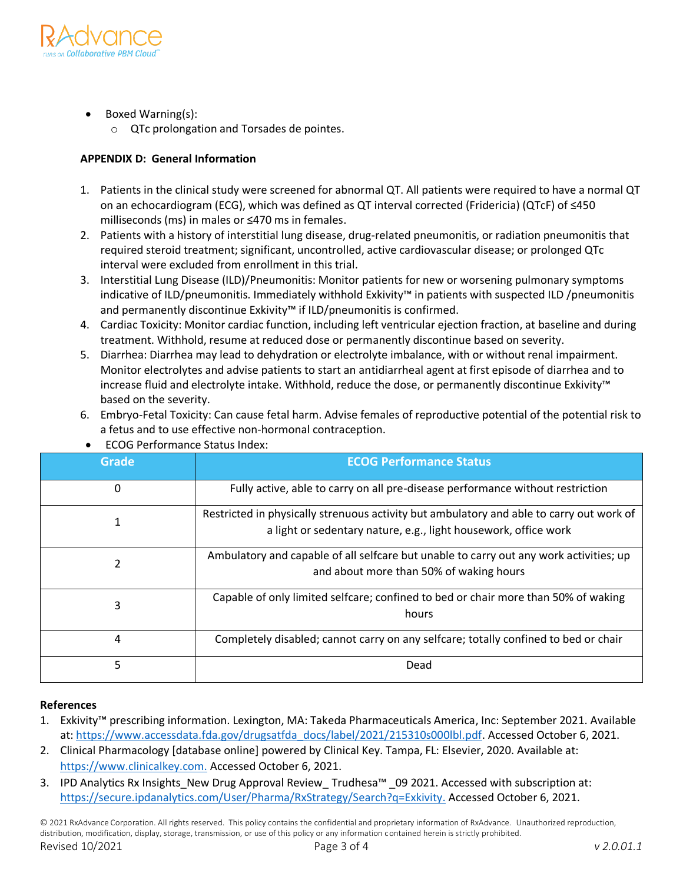- Boxed Warning(s):
    - QTc prolongation and Torsades de pointes.

**APPENDIX D: General Information**

1. Patients in the clinical study were screened for abnormal QT. All patients were required to have a normal QT on an echocardiogram (ECG), which was defined as QT interval corrected (Fridericia) (QTcF) of ≤450 milliseconds (ms) in males or ≤470 ms in females.
2. Patients with a history of interstitial lung disease, drug-related pneumonitis, or radiation pneumonitis that required steroid treatment; significant, uncontrolled, active cardiovascular disease; or prolonged QTc interval were excluded from enrollment in this trial.
3. Interstitial Lung Disease (ILD)/Pneumonitis: Monitor patients for new or worsening pulmonary symptoms indicative of ILD/pneumonitis. Immediately withhold Exkivity™ in patients with suspected ILD /pneumonitis and permanently discontinue Exkivity™ if ILD/pneumonitis is confirmed.
4. Cardiac Toxicity: Monitor cardiac function, including left ventricular ejection fraction, at baseline and during treatment. Withhold, resume at reduced dose or permanently discontinue based on severity.
5. Diarrhea: Diarrhea may lead to dehydration or electrolyte imbalance, with or without renal impairment. Monitor electrolytes and advise patients to start an antidiarrheal agent at first episode of diarrhea and to increase fluid and electrolyte intake. Withhold, reduce the dose, or permanently discontinue Exkivity™ based on the severity.
6. Embryo-Fetal Toxicity: Can cause fetal harm. Advise females of reproductive potential of the potential risk to a fetus and to use effective non-hormonal contraception.

- ECOG Performance Status Index:

| Grade | ECOG Performance Status |
|---|---|
| 0 | Fully active, able to carry on all pre-disease performance without restriction |
| 1 | Restricted in physically strenuous activity but ambulatory and able to carry out work of a light or sedentary nature, e.g., light housework, office work |
| 2 | Ambulatory and capable of all selfcare but unable to carry out any work activities; up and about more than 50% of waking hours |
| 3 | Capable of only limited selfcare; confined to bed or chair more than 50% of waking hours |
| 4 | Completely disabled; cannot carry on any selfcare; totally confined to bed or chair |
| 5 | Dead |

**References**

1. Exkivity™ prescribing information. Lexington, MA: Takeda Pharmaceuticals America, Inc: September 2021. Available at: https://www.accessdata.fda.gov/drugsatfda_docs/label/2021/215310s000lbl.pdf. Accessed October 6, 2021.
2. Clinical Pharmacology [database online] powered by Clinical Key. Tampa, FL: Elsevier, 2020. Available at: https://www.clinicalkey.com. Accessed October 6, 2021.
3. IPD Analytics Rx Insights_New Drug Approval Review_ Trudhesa™ _09 2021. Accessed with subscription at: https://secure.ipdanalytics.com/User/Pharma/RxStrategy/Search?q=Exkivity. Accessed October 6, 2021.

© 2021 RxAdvance Corporation. All rights reserved. This policy contains the confidential and proprietary information of RxAdvance. Unauthorized reproduction, distribution, modification, display, storage, transmission, or use of this policy or any information contained herein is strictly prohibited.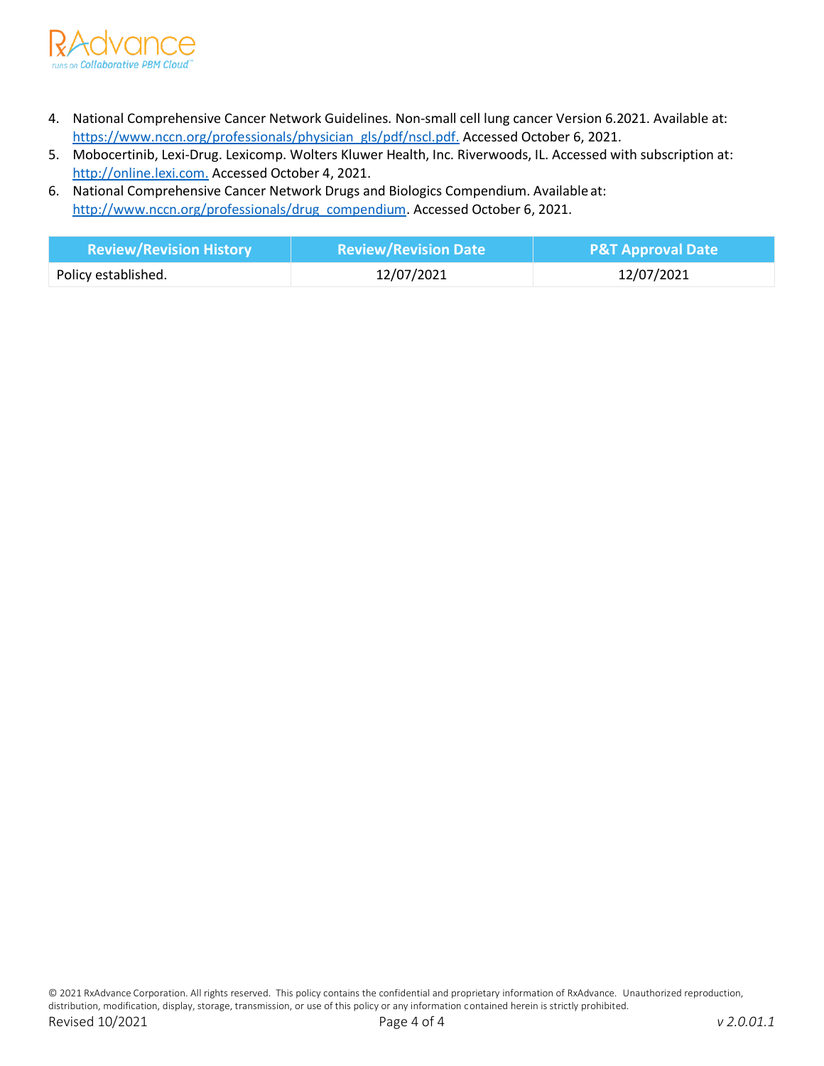4. National Comprehensive Cancer Network Guidelines. Non-small cell lung cancer Version 6.2021. Available at: https://www.nccn.org/professionals/physician_gls/pdf/nscl.pdf. Accessed October 6, 2021.
5. Mobocertinib, Lexi-Drug. Lexicomp. Wolters Kluwer Health, Inc. Riverwoods, IL. Accessed with subscription at: http://online.lexi.com. Accessed October 4, 2021.
6. National Comprehensive Cancer Network Drugs and Biologics Compendium. Available at: http://www.nccn.org/professionals/drug_compendium. Accessed October 6, 2021.

| Review/Revision History | Review/Revision Date | P&T Approval Date |
|---|---|---|
| Policy established. | 12/07/2021 | 12/07/2021 |

© 2021 RxAdvance Corporation. All rights reserved. This policy contains the confidential and proprietary information of RxAdvance. Unauthorized reproduction, distribution, modification, display, storage, transmission, or use of this policy or any information contained herein is strictly prohibited.